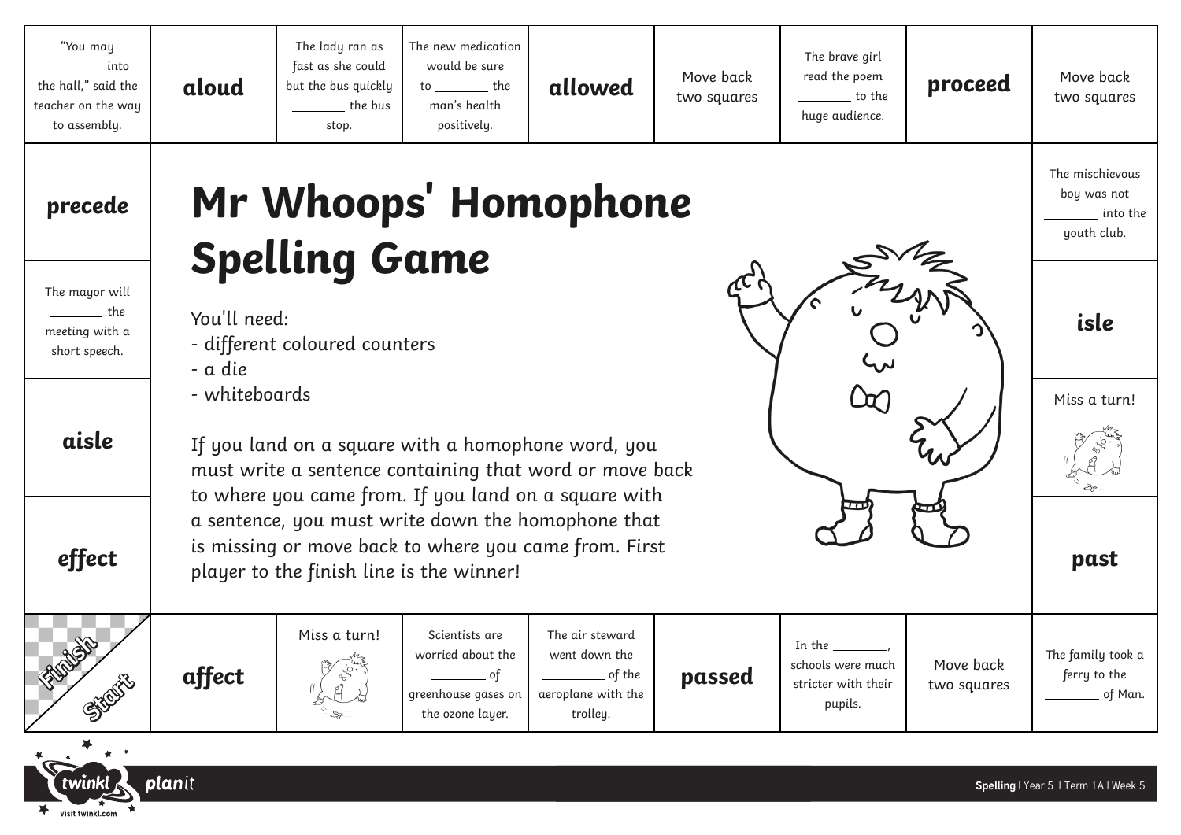# Mr Whoops' Homophone Spelling Game

You'll need:

- different coloured counters
- a die
- whiteboards

If you land on a square with a homophone word, you must write a sentence containing that word or move back to where you came from. If you land on a square with a sentence, you must write down the homophone that is missing or move back to where you came from. First player to the finish line is the winner!

Start

affect

Miss a turn!

Scientists are worried about the ________ of greenhouse gases on the ozone layer.

The air steward went down the ________ of the aeroplane with the trolley.

passed

In the ________, schools were much stricter with their pupils.

Move back two squares

The family took a ferry to the ________ of Man.

past

Miss a turn!

isle

The mischievous boy was not ________ into the youth club.

Move back two squares

proceed

The brave girl read the poem ________ to the huge audience.

Move back two squares

allowed

The new medication would be sure to ________ the man's health positively.

The lady ran as fast as she could but the bus quickly ________ the bus stop.

aloud

"You may ________ into the hall," said the teacher on the way to assembly.

precede

The mayor will ________ the meeting with a short speech.

aisle

effect

Finish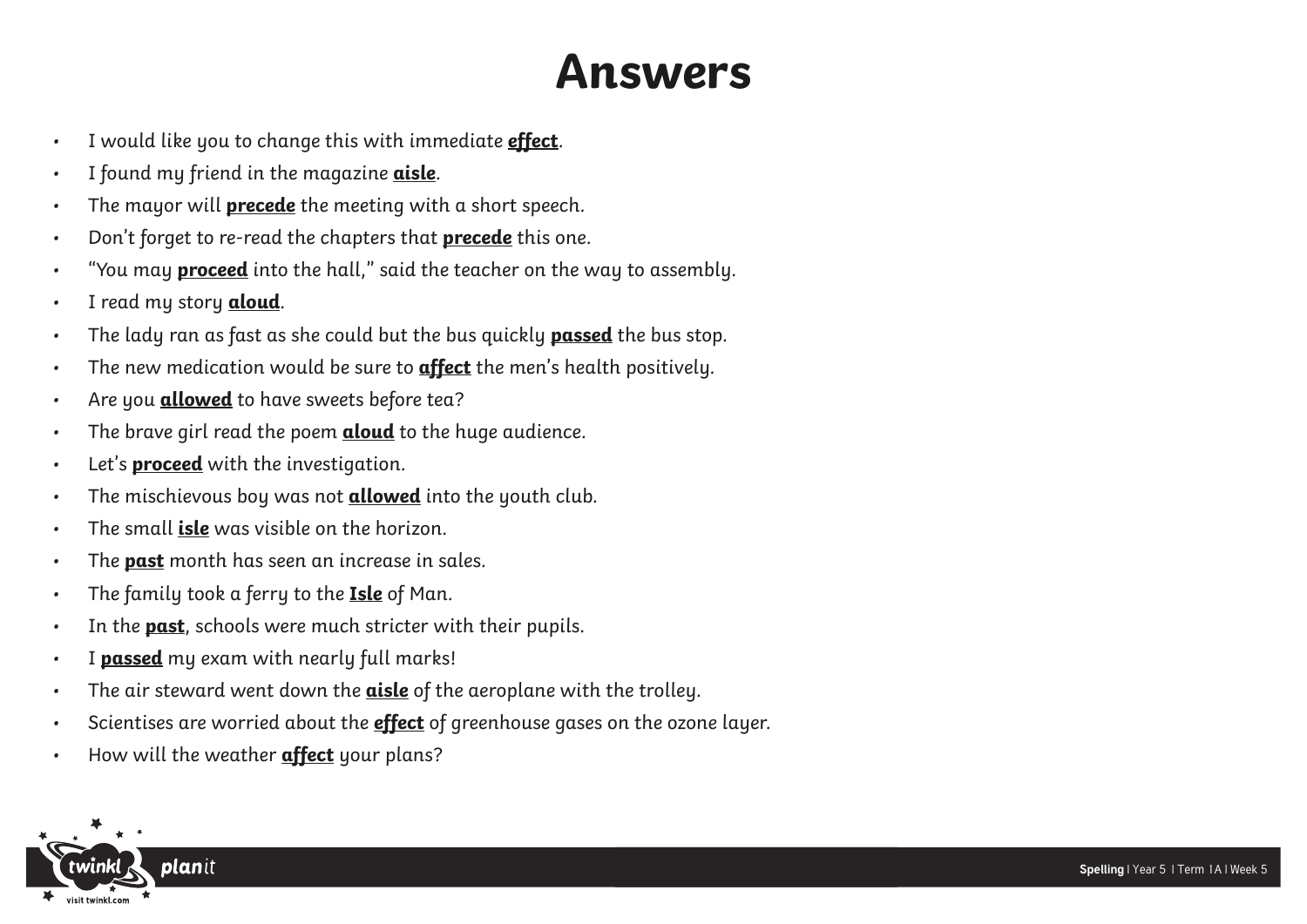# Answers

- I would like you to change this with immediate **effect**.
- I found my friend in the magazine **aisle**.
- The mayor will **precede** the meeting with a short speech.
- Don't forget to re-read the chapters that **precede** this one.
- "You may **proceed** into the hall," said the teacher on the way to assembly.
- I read my story **aloud**.
- The lady ran as fast as she could but the bus quickly **passed** the bus stop.
- The new medication would be sure to **affect** the men's health positively.
- Are you **allowed** to have sweets before tea?
- The brave girl read the poem **aloud** to the huge audience.
- Let's **proceed** with the investigation.
- The mischievous boy was not **allowed** into the youth club.
- The small **isle** was visible on the horizon.
- The **past** month has seen an increase in sales.
- The family took a ferry to the **Isle** of Man.
- In the **past**, schools were much stricter with their pupils.
- I **passed** my exam with nearly full marks!
- The air steward went down the **aisle** of the aeroplane with the trolley.
- Scientises are worried about the **effect** of greenhouse gases on the ozone layer.
- How will the weather **affect** your plans?